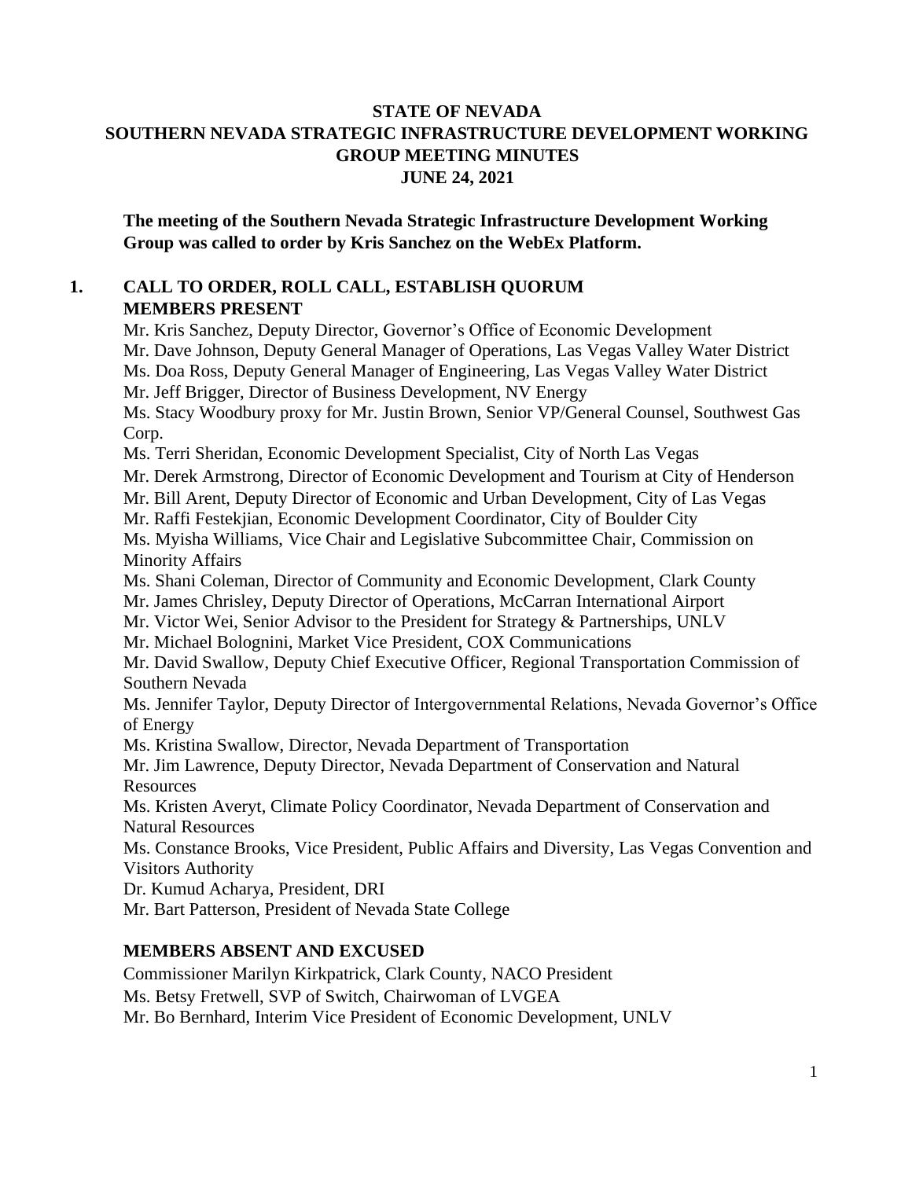# STATE OF NEVADA
# SOUTHERN NEVADA STRATEGIC INFRASTRUCTURE DEVELOPMENT WORKING GROUP MEETING MINUTES
# JUNE 24, 2021

**The meeting of the Southern Nevada Strategic Infrastructure Development Working Group was called to order by Kris Sanchez on the WebEx Platform.**

## 1. CALL TO ORDER, ROLL CALL, ESTABLISH QUORUM

### MEMBERS PRESENT

Mr. Kris Sanchez, Deputy Director, Governor's Office of Economic Development
Mr. Dave Johnson, Deputy General Manager of Operations, Las Vegas Valley Water District
Ms. Doa Ross, Deputy General Manager of Engineering, Las Vegas Valley Water District
Mr. Jeff Brigger, Director of Business Development, NV Energy
Ms. Stacy Woodbury proxy for Mr. Justin Brown, Senior VP/General Counsel, Southwest Gas Corp.
Ms. Terri Sheridan, Economic Development Specialist, City of North Las Vegas
Mr. Derek Armstrong, Director of Economic Development and Tourism at City of Henderson
Mr. Bill Arent, Deputy Director of Economic and Urban Development, City of Las Vegas
Mr. Raffi Festekjian, Economic Development Coordinator, City of Boulder City
Ms. Myisha Williams, Vice Chair and Legislative Subcommittee Chair, Commission on Minority Affairs
Ms. Shani Coleman, Director of Community and Economic Development, Clark County
Mr. James Chrisley, Deputy Director of Operations, McCarran International Airport
Mr. Victor Wei, Senior Advisor to the President for Strategy & Partnerships, UNLV
Mr. Michael Bolognini, Market Vice President, COX Communications
Mr. David Swallow, Deputy Chief Executive Officer, Regional Transportation Commission of Southern Nevada
Ms. Jennifer Taylor, Deputy Director of Intergovernmental Relations, Nevada Governor's Office of Energy
Ms. Kristina Swallow, Director, Nevada Department of Transportation
Mr. Jim Lawrence, Deputy Director, Nevada Department of Conservation and Natural Resources
Ms. Kristen Averyt, Climate Policy Coordinator, Nevada Department of Conservation and Natural Resources
Ms. Constance Brooks, Vice President, Public Affairs and Diversity, Las Vegas Convention and Visitors Authority
Dr. Kumud Acharya, President, DRI
Mr. Bart Patterson, President of Nevada State College

### MEMBERS ABSENT AND EXCUSED

Commissioner Marilyn Kirkpatrick, Clark County, NACO President
Ms. Betsy Fretwell, SVP of Switch, Chairwoman of LVGEA
Mr. Bo Bernhard, Interim Vice President of Economic Development, UNLV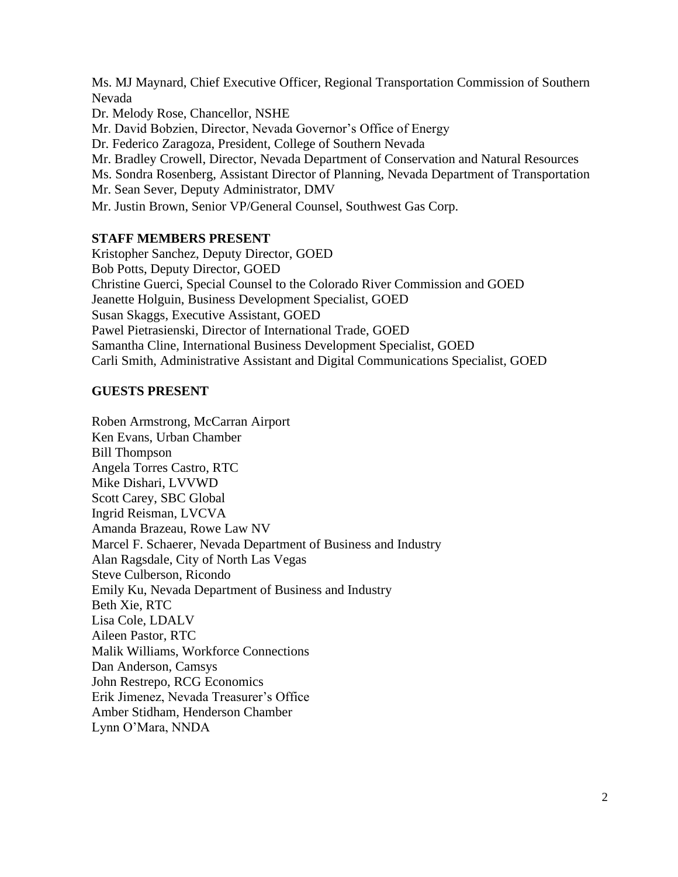Ms. MJ Maynard, Chief Executive Officer, Regional Transportation Commission of Southern Nevada
Dr. Melody Rose, Chancellor, NSHE
Mr. David Bobzien, Director, Nevada Governor's Office of Energy
Dr. Federico Zaragoza, President, College of Southern Nevada
Mr. Bradley Crowell, Director, Nevada Department of Conservation and Natural Resources
Ms. Sondra Rosenberg, Assistant Director of Planning, Nevada Department of Transportation
Mr. Sean Sever, Deputy Administrator, DMV
Mr. Justin Brown, Senior VP/General Counsel, Southwest Gas Corp.

**STAFF MEMBERS PRESENT**

Kristopher Sanchez, Deputy Director, GOED
Bob Potts, Deputy Director, GOED
Christine Guerci, Special Counsel to the Colorado River Commission and GOED
Jeanette Holguin, Business Development Specialist, GOED
Susan Skaggs, Executive Assistant, GOED
Pawel Pietrasienski, Director of International Trade, GOED
Samantha Cline, International Business Development Specialist, GOED
Carli Smith, Administrative Assistant and Digital Communications Specialist, GOED

**GUESTS PRESENT**

Roben Armstrong, McCarran Airport
Ken Evans, Urban Chamber
Bill Thompson
Angela Torres Castro, RTC
Mike Dishari, LVVWD
Scott Carey, SBC Global
Ingrid Reisman, LVCVA
Amanda Brazeau, Rowe Law NV
Marcel F. Schaerer, Nevada Department of Business and Industry
Alan Ragsdale, City of North Las Vegas
Steve Culberson, Ricondo
Emily Ku, Nevada Department of Business and Industry
Beth Xie, RTC
Lisa Cole, LDALV
Aileen Pastor, RTC
Malik Williams, Workforce Connections
Dan Anderson, Camsys
John Restrepo, RCG Economics
Erik Jimenez, Nevada Treasurer's Office
Amber Stidham, Henderson Chamber
Lynn O'Mara, NNDA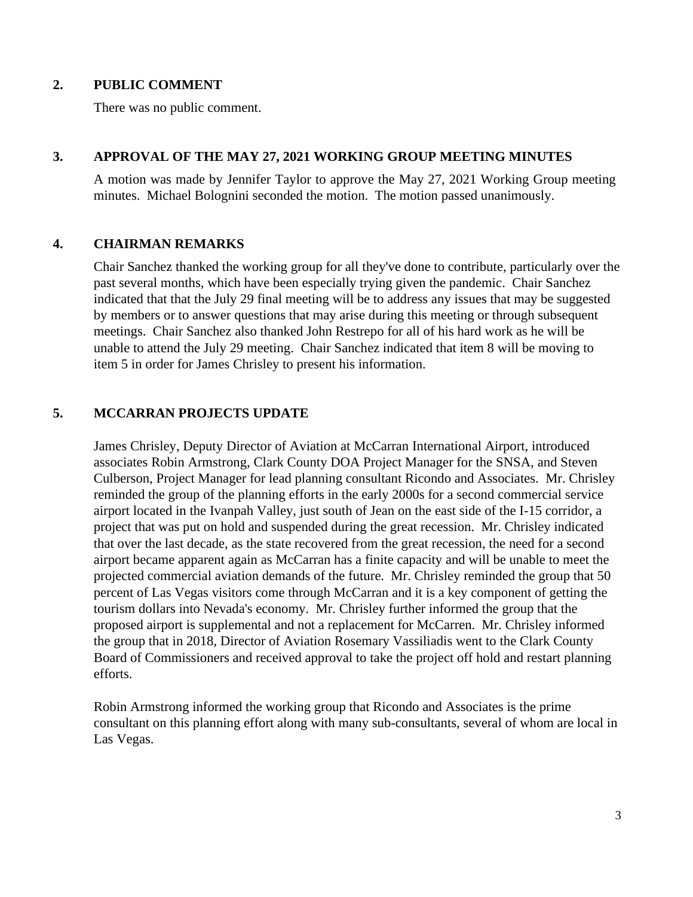## 2. PUBLIC COMMENT

There was no public comment.

## 3. APPROVAL OF THE MAY 27, 2021 WORKING GROUP MEETING MINUTES

A motion was made by Jennifer Taylor to approve the May 27, 2021 Working Group meeting minutes. Michael Bolognini seconded the motion. The motion passed unanimously.

## 4. CHAIRMAN REMARKS

Chair Sanchez thanked the working group for all they've done to contribute, particularly over the past several months, which have been especially trying given the pandemic. Chair Sanchez indicated that that the July 29 final meeting will be to address any issues that may be suggested by members or to answer questions that may arise during this meeting or through subsequent meetings. Chair Sanchez also thanked John Restrepo for all of his hard work as he will be unable to attend the July 29 meeting. Chair Sanchez indicated that item 8 will be moving to item 5 in order for James Chrisley to present his information.

## 5. MCCARRAN PROJECTS UPDATE

James Chrisley, Deputy Director of Aviation at McCarran International Airport, introduced associates Robin Armstrong, Clark County DOA Project Manager for the SNSA, and Steven Culberson, Project Manager for lead planning consultant Ricondo and Associates. Mr. Chrisley reminded the group of the planning efforts in the early 2000s for a second commercial service airport located in the Ivanpah Valley, just south of Jean on the east side of the I-15 corridor, a project that was put on hold and suspended during the great recession. Mr. Chrisley indicated that over the last decade, as the state recovered from the great recession, the need for a second airport became apparent again as McCarran has a finite capacity and will be unable to meet the projected commercial aviation demands of the future. Mr. Chrisley reminded the group that 50 percent of Las Vegas visitors come through McCarran and it is a key component of getting the tourism dollars into Nevada's economy. Mr. Chrisley further informed the group that the proposed airport is supplemental and not a replacement for McCarren. Mr. Chrisley informed the group that in 2018, Director of Aviation Rosemary Vassiliadis went to the Clark County Board of Commissioners and received approval to take the project off hold and restart planning efforts.

Robin Armstrong informed the working group that Ricondo and Associates is the prime consultant on this planning effort along with many sub-consultants, several of whom are local in Las Vegas.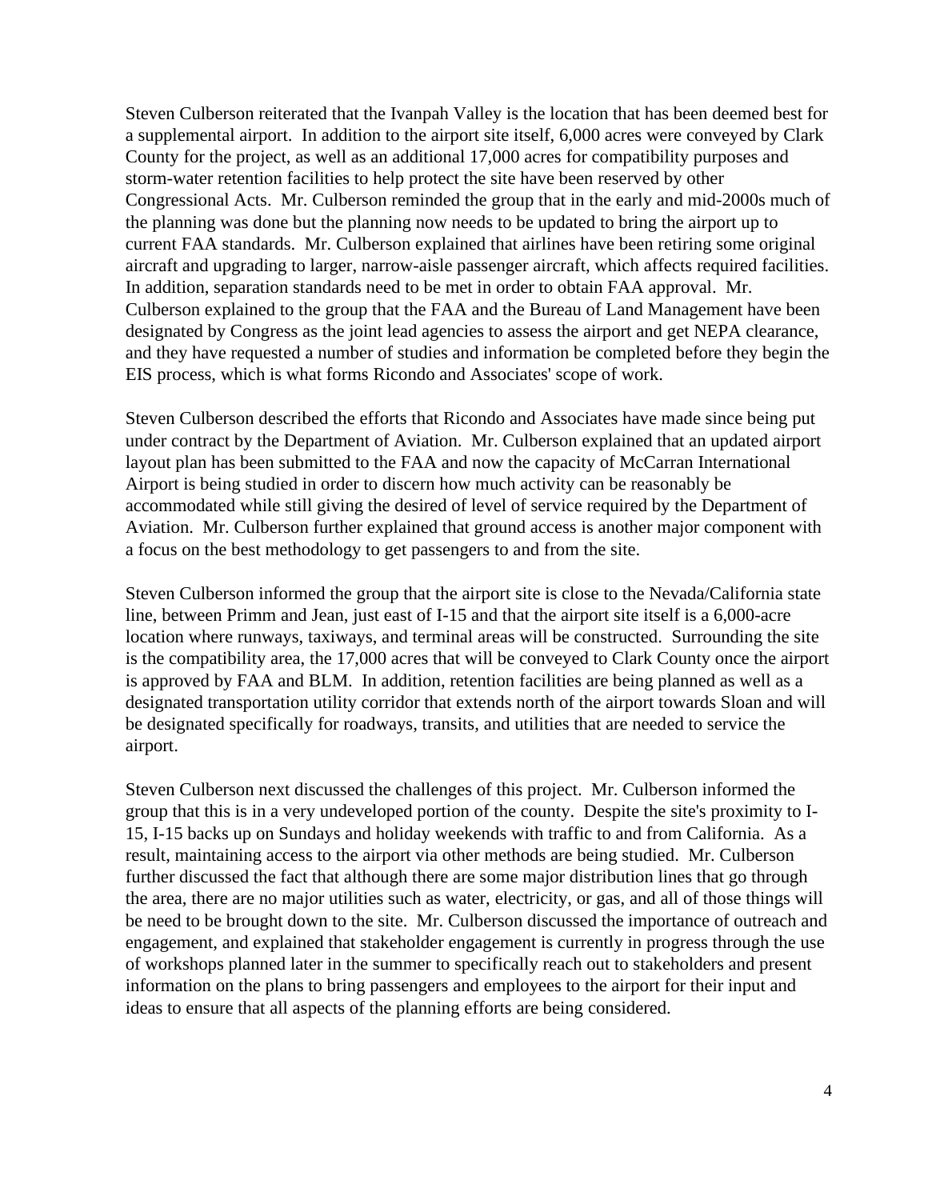Steven Culberson reiterated that the Ivanpah Valley is the location that has been deemed best for a supplemental airport. In addition to the airport site itself, 6,000 acres were conveyed by Clark County for the project, as well as an additional 17,000 acres for compatibility purposes and storm-water retention facilities to help protect the site have been reserved by other Congressional Acts. Mr. Culberson reminded the group that in the early and mid-2000s much of the planning was done but the planning now needs to be updated to bring the airport up to current FAA standards. Mr. Culberson explained that airlines have been retiring some original aircraft and upgrading to larger, narrow-aisle passenger aircraft, which affects required facilities. In addition, separation standards need to be met in order to obtain FAA approval. Mr. Culberson explained to the group that the FAA and the Bureau of Land Management have been designated by Congress as the joint lead agencies to assess the airport and get NEPA clearance, and they have requested a number of studies and information be completed before they begin the EIS process, which is what forms Ricondo and Associates' scope of work.

Steven Culberson described the efforts that Ricondo and Associates have made since being put under contract by the Department of Aviation. Mr. Culberson explained that an updated airport layout plan has been submitted to the FAA and now the capacity of McCarran International Airport is being studied in order to discern how much activity can be reasonably be accommodated while still giving the desired of level of service required by the Department of Aviation. Mr. Culberson further explained that ground access is another major component with a focus on the best methodology to get passengers to and from the site.

Steven Culberson informed the group that the airport site is close to the Nevada/California state line, between Primm and Jean, just east of I-15 and that the airport site itself is a 6,000-acre location where runways, taxiways, and terminal areas will be constructed. Surrounding the site is the compatibility area, the 17,000 acres that will be conveyed to Clark County once the airport is approved by FAA and BLM. In addition, retention facilities are being planned as well as a designated transportation utility corridor that extends north of the airport towards Sloan and will be designated specifically for roadways, transits, and utilities that are needed to service the airport.

Steven Culberson next discussed the challenges of this project. Mr. Culberson informed the group that this is in a very undeveloped portion of the county. Despite the site's proximity to I-15, I-15 backs up on Sundays and holiday weekends with traffic to and from California. As a result, maintaining access to the airport via other methods are being studied. Mr. Culberson further discussed the fact that although there are some major distribution lines that go through the area, there are no major utilities such as water, electricity, or gas, and all of those things will be need to be brought down to the site. Mr. Culberson discussed the importance of outreach and engagement, and explained that stakeholder engagement is currently in progress through the use of workshops planned later in the summer to specifically reach out to stakeholders and present information on the plans to bring passengers and employees to the airport for their input and ideas to ensure that all aspects of the planning efforts are being considered.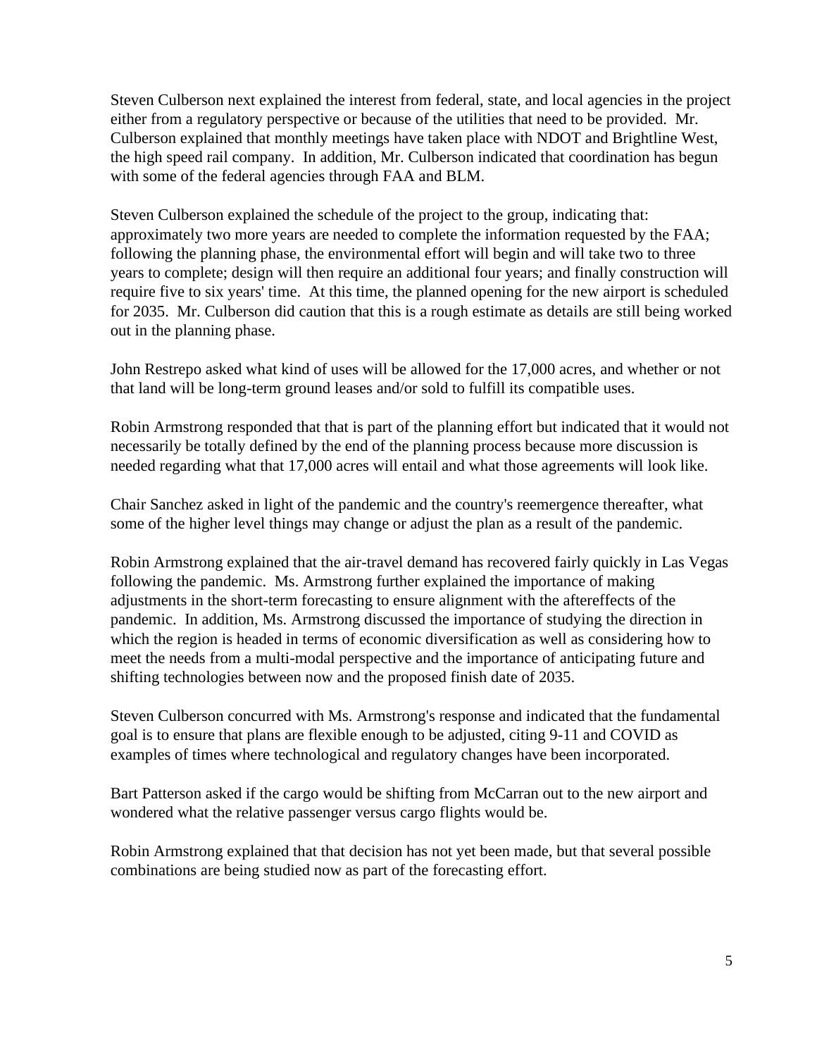Steven Culberson next explained the interest from federal, state, and local agencies in the project either from a regulatory perspective or because of the utilities that need to be provided. Mr. Culberson explained that monthly meetings have taken place with NDOT and Brightline West, the high speed rail company. In addition, Mr. Culberson indicated that coordination has begun with some of the federal agencies through FAA and BLM.

Steven Culberson explained the schedule of the project to the group, indicating that: approximately two more years are needed to complete the information requested by the FAA; following the planning phase, the environmental effort will begin and will take two to three years to complete; design will then require an additional four years; and finally construction will require five to six years' time. At this time, the planned opening for the new airport is scheduled for 2035. Mr. Culberson did caution that this is a rough estimate as details are still being worked out in the planning phase.

John Restrepo asked what kind of uses will be allowed for the 17,000 acres, and whether or not that land will be long-term ground leases and/or sold to fulfill its compatible uses.

Robin Armstrong responded that that is part of the planning effort but indicated that it would not necessarily be totally defined by the end of the planning process because more discussion is needed regarding what that 17,000 acres will entail and what those agreements will look like.

Chair Sanchez asked in light of the pandemic and the country's reemergence thereafter, what some of the higher level things may change or adjust the plan as a result of the pandemic.

Robin Armstrong explained that the air-travel demand has recovered fairly quickly in Las Vegas following the pandemic. Ms. Armstrong further explained the importance of making adjustments in the short-term forecasting to ensure alignment with the aftereffects of the pandemic. In addition, Ms. Armstrong discussed the importance of studying the direction in which the region is headed in terms of economic diversification as well as considering how to meet the needs from a multi-modal perspective and the importance of anticipating future and shifting technologies between now and the proposed finish date of 2035.

Steven Culberson concurred with Ms. Armstrong's response and indicated that the fundamental goal is to ensure that plans are flexible enough to be adjusted, citing 9-11 and COVID as examples of times where technological and regulatory changes have been incorporated.

Bart Patterson asked if the cargo would be shifting from McCarran out to the new airport and wondered what the relative passenger versus cargo flights would be.

Robin Armstrong explained that that decision has not yet been made, but that several possible combinations are being studied now as part of the forecasting effort.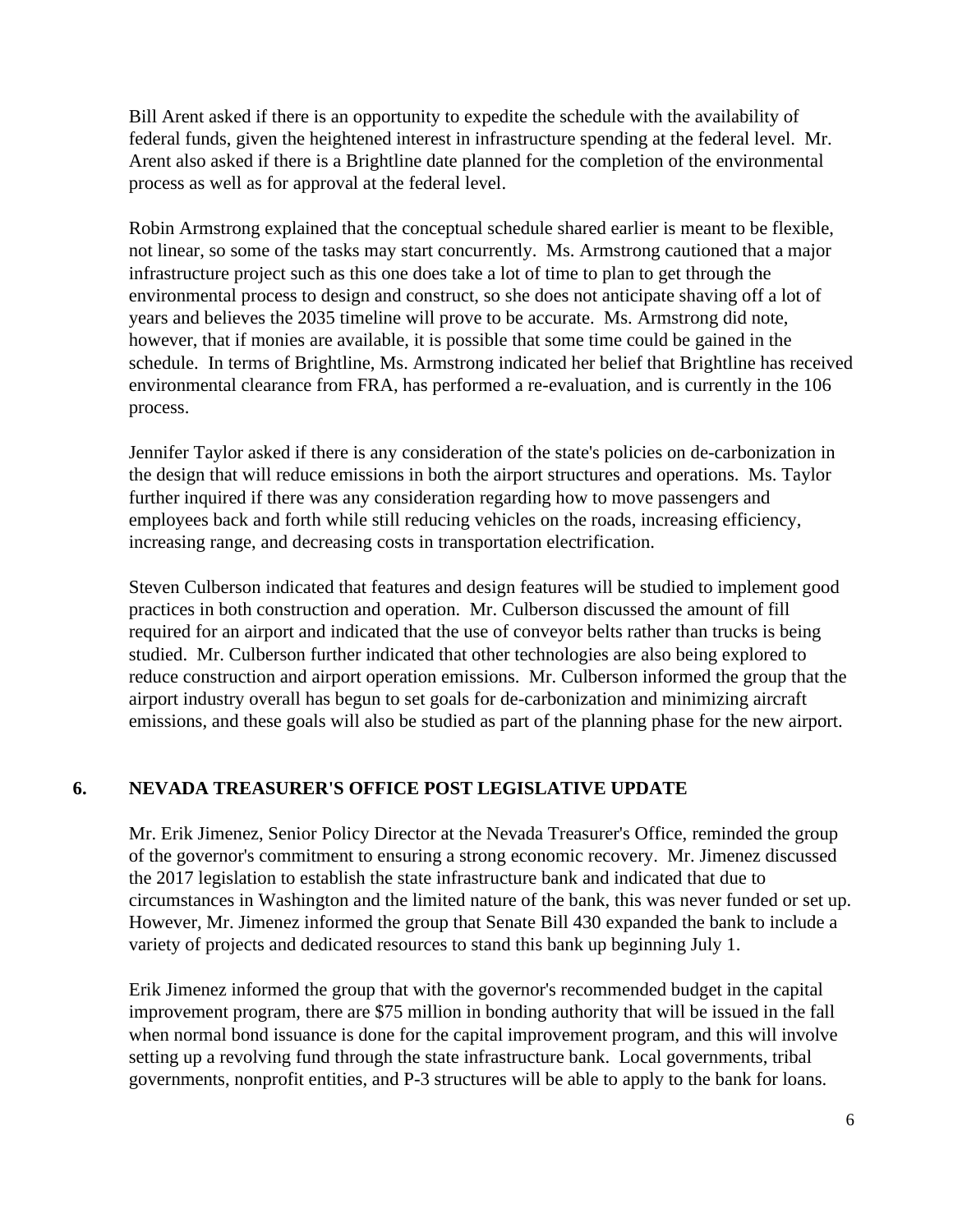Bill Arent asked if there is an opportunity to expedite the schedule with the availability of federal funds, given the heightened interest in infrastructure spending at the federal level. Mr. Arent also asked if there is a Brightline date planned for the completion of the environmental process as well as for approval at the federal level.

Robin Armstrong explained that the conceptual schedule shared earlier is meant to be flexible, not linear, so some of the tasks may start concurrently. Ms. Armstrong cautioned that a major infrastructure project such as this one does take a lot of time to plan to get through the environmental process to design and construct, so she does not anticipate shaving off a lot of years and believes the 2035 timeline will prove to be accurate. Ms. Armstrong did note, however, that if monies are available, it is possible that some time could be gained in the schedule. In terms of Brightline, Ms. Armstrong indicated her belief that Brightline has received environmental clearance from FRA, has performed a re-evaluation, and is currently in the 106 process.

Jennifer Taylor asked if there is any consideration of the state's policies on de-carbonization in the design that will reduce emissions in both the airport structures and operations. Ms. Taylor further inquired if there was any consideration regarding how to move passengers and employees back and forth while still reducing vehicles on the roads, increasing efficiency, increasing range, and decreasing costs in transportation electrification.

Steven Culberson indicated that features and design features will be studied to implement good practices in both construction and operation. Mr. Culberson discussed the amount of fill required for an airport and indicated that the use of conveyor belts rather than trucks is being studied. Mr. Culberson further indicated that other technologies are also being explored to reduce construction and airport operation emissions. Mr. Culberson informed the group that the airport industry overall has begun to set goals for de-carbonization and minimizing aircraft emissions, and these goals will also be studied as part of the planning phase for the new airport.

## 6. NEVADA TREASURER'S OFFICE POST LEGISLATIVE UPDATE

Mr. Erik Jimenez, Senior Policy Director at the Nevada Treasurer's Office, reminded the group of the governor's commitment to ensuring a strong economic recovery. Mr. Jimenez discussed the 2017 legislation to establish the state infrastructure bank and indicated that due to circumstances in Washington and the limited nature of the bank, this was never funded or set up. However, Mr. Jimenez informed the group that Senate Bill 430 expanded the bank to include a variety of projects and dedicated resources to stand this bank up beginning July 1.

Erik Jimenez informed the group that with the governor's recommended budget in the capital improvement program, there are $75 million in bonding authority that will be issued in the fall when normal bond issuance is done for the capital improvement program, and this will involve setting up a revolving fund through the state infrastructure bank. Local governments, tribal governments, nonprofit entities, and P-3 structures will be able to apply to the bank for loans.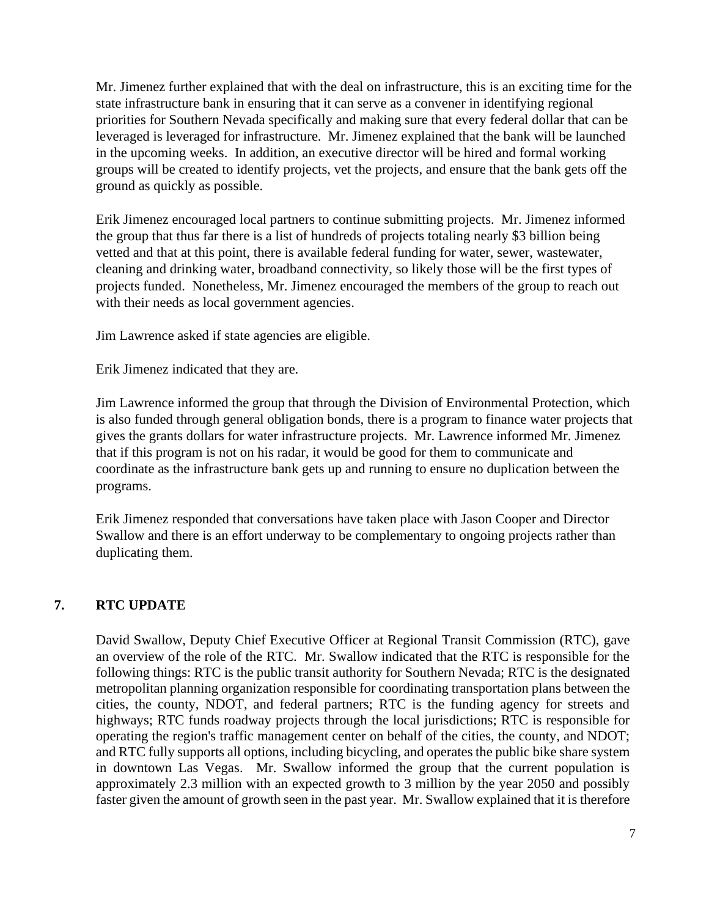Mr. Jimenez further explained that with the deal on infrastructure, this is an exciting time for the state infrastructure bank in ensuring that it can serve as a convener in identifying regional priorities for Southern Nevada specifically and making sure that every federal dollar that can be leveraged is leveraged for infrastructure. Mr. Jimenez explained that the bank will be launched in the upcoming weeks. In addition, an executive director will be hired and formal working groups will be created to identify projects, vet the projects, and ensure that the bank gets off the ground as quickly as possible.

Erik Jimenez encouraged local partners to continue submitting projects. Mr. Jimenez informed the group that thus far there is a list of hundreds of projects totaling nearly $3 billion being vetted and that at this point, there is available federal funding for water, sewer, wastewater, cleaning and drinking water, broadband connectivity, so likely those will be the first types of projects funded. Nonetheless, Mr. Jimenez encouraged the members of the group to reach out with their needs as local government agencies.

Jim Lawrence asked if state agencies are eligible.

Erik Jimenez indicated that they are.

Jim Lawrence informed the group that through the Division of Environmental Protection, which is also funded through general obligation bonds, there is a program to finance water projects that gives the grants dollars for water infrastructure projects. Mr. Lawrence informed Mr. Jimenez that if this program is not on his radar, it would be good for them to communicate and coordinate as the infrastructure bank gets up and running to ensure no duplication between the programs.

Erik Jimenez responded that conversations have taken place with Jason Cooper and Director Swallow and there is an effort underway to be complementary to ongoing projects rather than duplicating them.

## 7. RTC UPDATE

David Swallow, Deputy Chief Executive Officer at Regional Transit Commission (RTC), gave an overview of the role of the RTC. Mr. Swallow indicated that the RTC is responsible for the following things: RTC is the public transit authority for Southern Nevada; RTC is the designated metropolitan planning organization responsible for coordinating transportation plans between the cities, the county, NDOT, and federal partners; RTC is the funding agency for streets and highways; RTC funds roadway projects through the local jurisdictions; RTC is responsible for operating the region's traffic management center on behalf of the cities, the county, and NDOT; and RTC fully supports all options, including bicycling, and operates the public bike share system in downtown Las Vegas. Mr. Swallow informed the group that the current population is approximately 2.3 million with an expected growth to 3 million by the year 2050 and possibly faster given the amount of growth seen in the past year. Mr. Swallow explained that it is therefore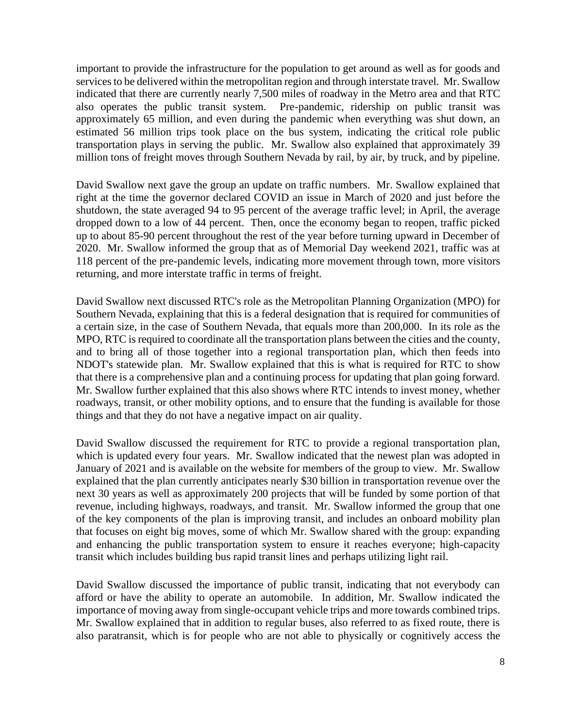important to provide the infrastructure for the population to get around as well as for goods and services to be delivered within the metropolitan region and through interstate travel. Mr. Swallow indicated that there are currently nearly 7,500 miles of roadway in the Metro area and that RTC also operates the public transit system. Pre-pandemic, ridership on public transit was approximately 65 million, and even during the pandemic when everything was shut down, an estimated 56 million trips took place on the bus system, indicating the critical role public transportation plays in serving the public. Mr. Swallow also explained that approximately 39 million tons of freight moves through Southern Nevada by rail, by air, by truck, and by pipeline.

David Swallow next gave the group an update on traffic numbers. Mr. Swallow explained that right at the time the governor declared COVID an issue in March of 2020 and just before the shutdown, the state averaged 94 to 95 percent of the average traffic level; in April, the average dropped down to a low of 44 percent. Then, once the economy began to reopen, traffic picked up to about 85-90 percent throughout the rest of the year before turning upward in December of 2020. Mr. Swallow informed the group that as of Memorial Day weekend 2021, traffic was at 118 percent of the pre-pandemic levels, indicating more movement through town, more visitors returning, and more interstate traffic in terms of freight.

David Swallow next discussed RTC's role as the Metropolitan Planning Organization (MPO) for Southern Nevada, explaining that this is a federal designation that is required for communities of a certain size, in the case of Southern Nevada, that equals more than 200,000. In its role as the MPO, RTC is required to coordinate all the transportation plans between the cities and the county, and to bring all of those together into a regional transportation plan, which then feeds into NDOT's statewide plan. Mr. Swallow explained that this is what is required for RTC to show that there is a comprehensive plan and a continuing process for updating that plan going forward. Mr. Swallow further explained that this also shows where RTC intends to invest money, whether roadways, transit, or other mobility options, and to ensure that the funding is available for those things and that they do not have a negative impact on air quality.

David Swallow discussed the requirement for RTC to provide a regional transportation plan, which is updated every four years. Mr. Swallow indicated that the newest plan was adopted in January of 2021 and is available on the website for members of the group to view. Mr. Swallow explained that the plan currently anticipates nearly $30 billion in transportation revenue over the next 30 years as well as approximately 200 projects that will be funded by some portion of that revenue, including highways, roadways, and transit. Mr. Swallow informed the group that one of the key components of the plan is improving transit, and includes an onboard mobility plan that focuses on eight big moves, some of which Mr. Swallow shared with the group: expanding and enhancing the public transportation system to ensure it reaches everyone; high-capacity transit which includes building bus rapid transit lines and perhaps utilizing light rail.

David Swallow discussed the importance of public transit, indicating that not everybody can afford or have the ability to operate an automobile. In addition, Mr. Swallow indicated the importance of moving away from single-occupant vehicle trips and more towards combined trips. Mr. Swallow explained that in addition to regular buses, also referred to as fixed route, there is also paratransit, which is for people who are not able to physically or cognitively access the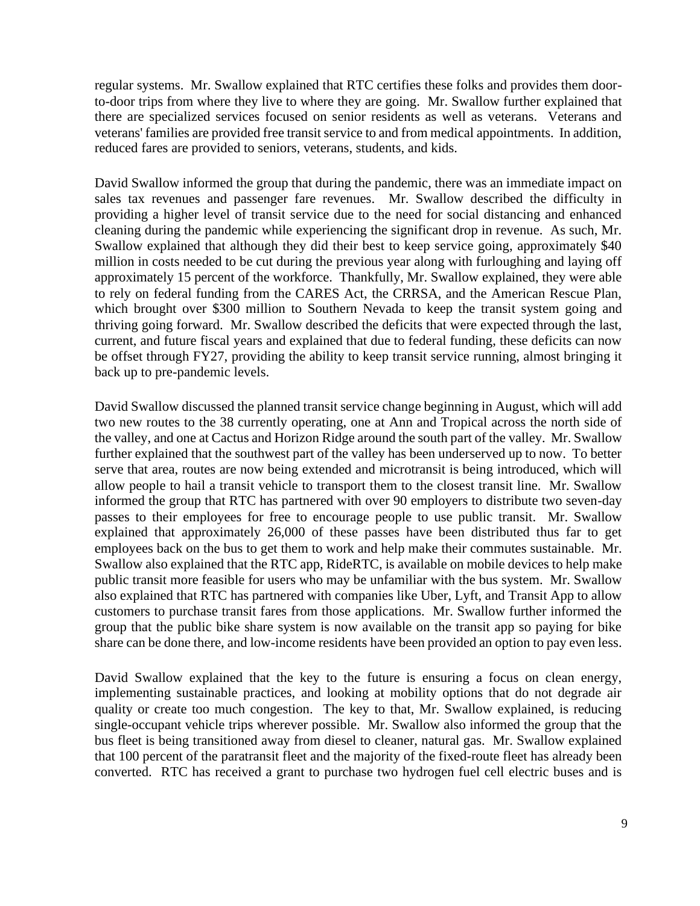regular systems. Mr. Swallow explained that RTC certifies these folks and provides them door-to-door trips from where they live to where they are going. Mr. Swallow further explained that there are specialized services focused on senior residents as well as veterans. Veterans and veterans' families are provided free transit service to and from medical appointments. In addition, reduced fares are provided to seniors, veterans, students, and kids.

David Swallow informed the group that during the pandemic, there was an immediate impact on sales tax revenues and passenger fare revenues. Mr. Swallow described the difficulty in providing a higher level of transit service due to the need for social distancing and enhanced cleaning during the pandemic while experiencing the significant drop in revenue. As such, Mr. Swallow explained that although they did their best to keep service going, approximately $40 million in costs needed to be cut during the previous year along with furloughing and laying off approximately 15 percent of the workforce. Thankfully, Mr. Swallow explained, they were able to rely on federal funding from the CARES Act, the CRRSA, and the American Rescue Plan, which brought over $300 million to Southern Nevada to keep the transit system going and thriving going forward. Mr. Swallow described the deficits that were expected through the last, current, and future fiscal years and explained that due to federal funding, these deficits can now be offset through FY27, providing the ability to keep transit service running, almost bringing it back up to pre-pandemic levels.

David Swallow discussed the planned transit service change beginning in August, which will add two new routes to the 38 currently operating, one at Ann and Tropical across the north side of the valley, and one at Cactus and Horizon Ridge around the south part of the valley. Mr. Swallow further explained that the southwest part of the valley has been underserved up to now. To better serve that area, routes are now being extended and microtransit is being introduced, which will allow people to hail a transit vehicle to transport them to the closest transit line. Mr. Swallow informed the group that RTC has partnered with over 90 employers to distribute two seven-day passes to their employees for free to encourage people to use public transit. Mr. Swallow explained that approximately 26,000 of these passes have been distributed thus far to get employees back on the bus to get them to work and help make their commutes sustainable. Mr. Swallow also explained that the RTC app, RideRTC, is available on mobile devices to help make public transit more feasible for users who may be unfamiliar with the bus system. Mr. Swallow also explained that RTC has partnered with companies like Uber, Lyft, and Transit App to allow customers to purchase transit fares from those applications. Mr. Swallow further informed the group that the public bike share system is now available on the transit app so paying for bike share can be done there, and low-income residents have been provided an option to pay even less.

David Swallow explained that the key to the future is ensuring a focus on clean energy, implementing sustainable practices, and looking at mobility options that do not degrade air quality or create too much congestion. The key to that, Mr. Swallow explained, is reducing single-occupant vehicle trips wherever possible. Mr. Swallow also informed the group that the bus fleet is being transitioned away from diesel to cleaner, natural gas. Mr. Swallow explained that 100 percent of the paratransit fleet and the majority of the fixed-route fleet has already been converted. RTC has received a grant to purchase two hydrogen fuel cell electric buses and is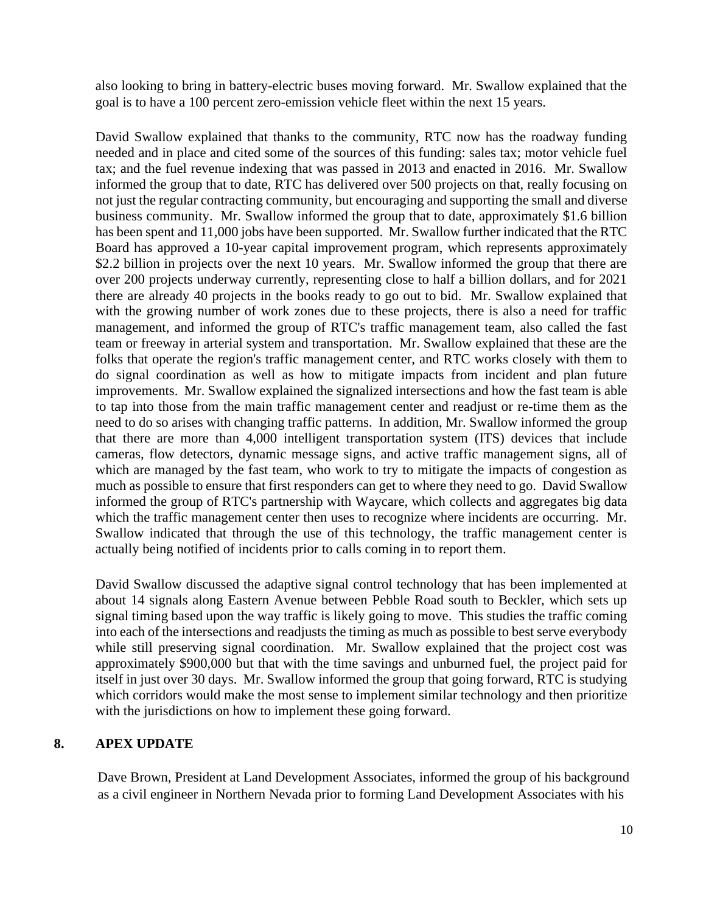also looking to bring in battery-electric buses moving forward. Mr. Swallow explained that the goal is to have a 100 percent zero-emission vehicle fleet within the next 15 years.

David Swallow explained that thanks to the community, RTC now has the roadway funding needed and in place and cited some of the sources of this funding: sales tax; motor vehicle fuel tax; and the fuel revenue indexing that was passed in 2013 and enacted in 2016. Mr. Swallow informed the group that to date, RTC has delivered over 500 projects on that, really focusing on not just the regular contracting community, but encouraging and supporting the small and diverse business community. Mr. Swallow informed the group that to date, approximately $1.6 billion has been spent and 11,000 jobs have been supported. Mr. Swallow further indicated that the RTC Board has approved a 10-year capital improvement program, which represents approximately $2.2 billion in projects over the next 10 years. Mr. Swallow informed the group that there are over 200 projects underway currently, representing close to half a billion dollars, and for 2021 there are already 40 projects in the books ready to go out to bid. Mr. Swallow explained that with the growing number of work zones due to these projects, there is also a need for traffic management, and informed the group of RTC's traffic management team, also called the fast team or freeway in arterial system and transportation. Mr. Swallow explained that these are the folks that operate the region's traffic management center, and RTC works closely with them to do signal coordination as well as how to mitigate impacts from incident and plan future improvements. Mr. Swallow explained the signalized intersections and how the fast team is able to tap into those from the main traffic management center and readjust or re-time them as the need to do so arises with changing traffic patterns. In addition, Mr. Swallow informed the group that there are more than 4,000 intelligent transportation system (ITS) devices that include cameras, flow detectors, dynamic message signs, and active traffic management signs, all of which are managed by the fast team, who work to try to mitigate the impacts of congestion as much as possible to ensure that first responders can get to where they need to go. David Swallow informed the group of RTC's partnership with Waycare, which collects and aggregates big data which the traffic management center then uses to recognize where incidents are occurring. Mr. Swallow indicated that through the use of this technology, the traffic management center is actually being notified of incidents prior to calls coming in to report them.

David Swallow discussed the adaptive signal control technology that has been implemented at about 14 signals along Eastern Avenue between Pebble Road south to Beckler, which sets up signal timing based upon the way traffic is likely going to move. This studies the traffic coming into each of the intersections and readjusts the timing as much as possible to best serve everybody while still preserving signal coordination. Mr. Swallow explained that the project cost was approximately $900,000 but that with the time savings and unburned fuel, the project paid for itself in just over 30 days. Mr. Swallow informed the group that going forward, RTC is studying which corridors would make the most sense to implement similar technology and then prioritize with the jurisdictions on how to implement these going forward.

## 8. APEX UPDATE

Dave Brown, President at Land Development Associates, informed the group of his background as a civil engineer in Northern Nevada prior to forming Land Development Associates with his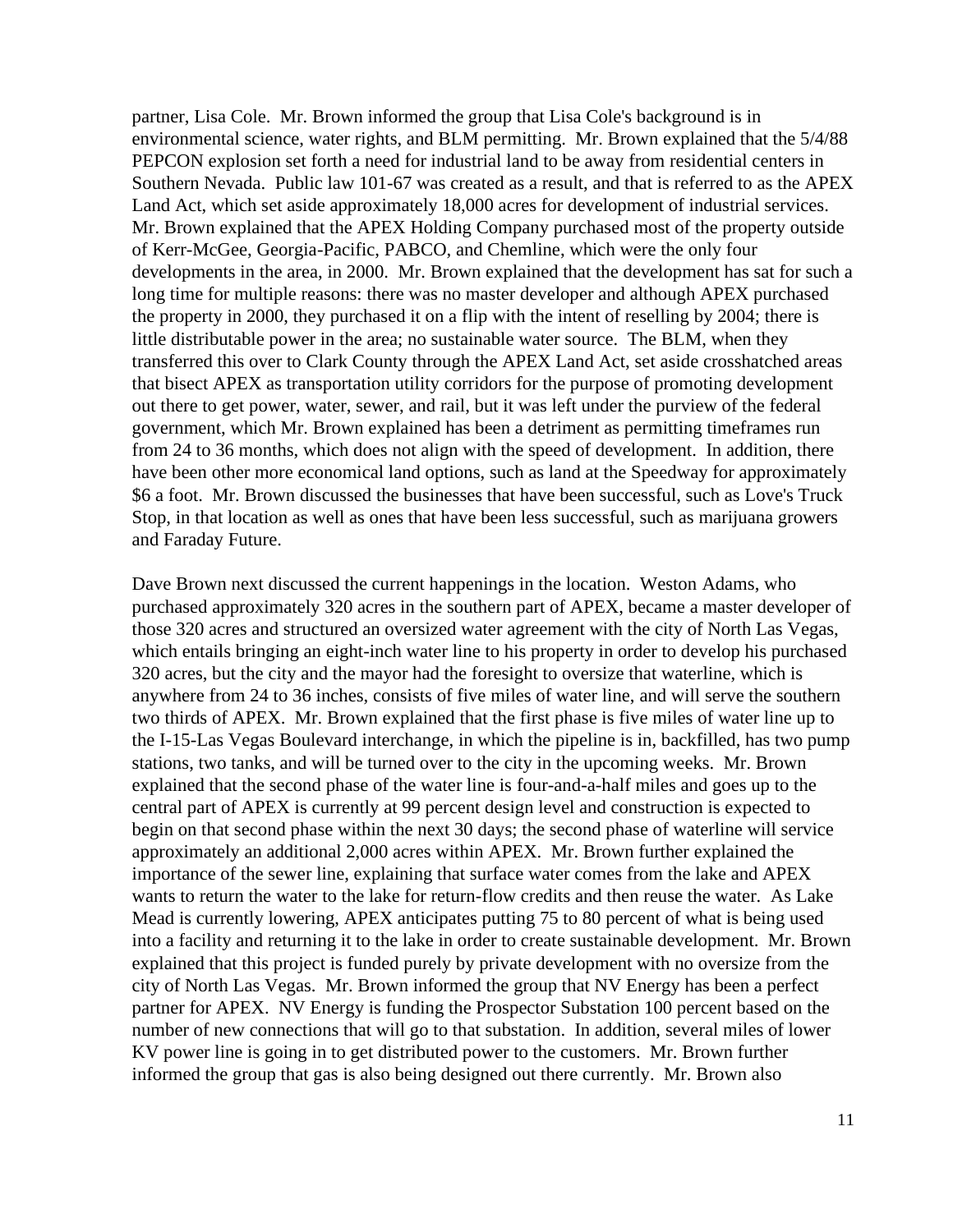partner, Lisa Cole. Mr. Brown informed the group that Lisa Cole's background is in environmental science, water rights, and BLM permitting. Mr. Brown explained that the 5/4/88 PEPCON explosion set forth a need for industrial land to be away from residential centers in Southern Nevada. Public law 101-67 was created as a result, and that is referred to as the APEX Land Act, which set aside approximately 18,000 acres for development of industrial services. Mr. Brown explained that the APEX Holding Company purchased most of the property outside of Kerr-McGee, Georgia-Pacific, PABCO, and Chemline, which were the only four developments in the area, in 2000. Mr. Brown explained that the development has sat for such a long time for multiple reasons: there was no master developer and although APEX purchased the property in 2000, they purchased it on a flip with the intent of reselling by 2004; there is little distributable power in the area; no sustainable water source. The BLM, when they transferred this over to Clark County through the APEX Land Act, set aside crosshatched areas that bisect APEX as transportation utility corridors for the purpose of promoting development out there to get power, water, sewer, and rail, but it was left under the purview of the federal government, which Mr. Brown explained has been a detriment as permitting timeframes run from 24 to 36 months, which does not align with the speed of development. In addition, there have been other more economical land options, such as land at the Speedway for approximately $6 a foot. Mr. Brown discussed the businesses that have been successful, such as Love's Truck Stop, in that location as well as ones that have been less successful, such as marijuana growers and Faraday Future.

Dave Brown next discussed the current happenings in the location. Weston Adams, who purchased approximately 320 acres in the southern part of APEX, became a master developer of those 320 acres and structured an oversized water agreement with the city of North Las Vegas, which entails bringing an eight-inch water line to his property in order to develop his purchased 320 acres, but the city and the mayor had the foresight to oversize that waterline, which is anywhere from 24 to 36 inches, consists of five miles of water line, and will serve the southern two thirds of APEX. Mr. Brown explained that the first phase is five miles of water line up to the I-15-Las Vegas Boulevard interchange, in which the pipeline is in, backfilled, has two pump stations, two tanks, and will be turned over to the city in the upcoming weeks. Mr. Brown explained that the second phase of the water line is four-and-a-half miles and goes up to the central part of APEX is currently at 99 percent design level and construction is expected to begin on that second phase within the next 30 days; the second phase of waterline will service approximately an additional 2,000 acres within APEX. Mr. Brown further explained the importance of the sewer line, explaining that surface water comes from the lake and APEX wants to return the water to the lake for return-flow credits and then reuse the water. As Lake Mead is currently lowering, APEX anticipates putting 75 to 80 percent of what is being used into a facility and returning it to the lake in order to create sustainable development. Mr. Brown explained that this project is funded purely by private development with no oversize from the city of North Las Vegas. Mr. Brown informed the group that NV Energy has been a perfect partner for APEX. NV Energy is funding the Prospector Substation 100 percent based on the number of new connections that will go to that substation. In addition, several miles of lower KV power line is going in to get distributed power to the customers. Mr. Brown further informed the group that gas is also being designed out there currently. Mr. Brown also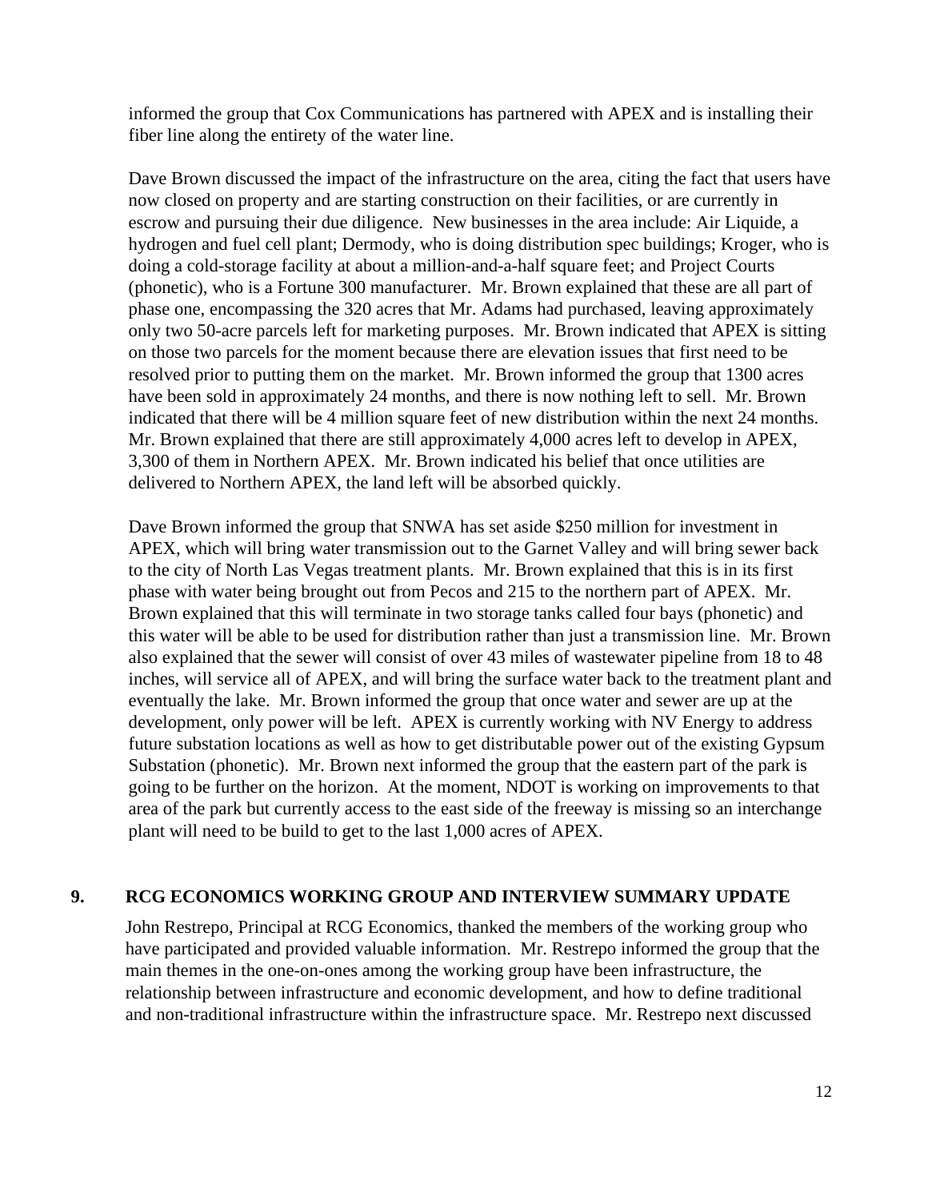informed the group that Cox Communications has partnered with APEX and is installing their fiber line along the entirety of the water line.

Dave Brown discussed the impact of the infrastructure on the area, citing the fact that users have now closed on property and are starting construction on their facilities, or are currently in escrow and pursuing their due diligence. New businesses in the area include: Air Liquide, a hydrogen and fuel cell plant; Dermody, who is doing distribution spec buildings; Kroger, who is doing a cold-storage facility at about a million-and-a-half square feet; and Project Courts (phonetic), who is a Fortune 300 manufacturer. Mr. Brown explained that these are all part of phase one, encompassing the 320 acres that Mr. Adams had purchased, leaving approximately only two 50-acre parcels left for marketing purposes. Mr. Brown indicated that APEX is sitting on those two parcels for the moment because there are elevation issues that first need to be resolved prior to putting them on the market. Mr. Brown informed the group that 1300 acres have been sold in approximately 24 months, and there is now nothing left to sell. Mr. Brown indicated that there will be 4 million square feet of new distribution within the next 24 months. Mr. Brown explained that there are still approximately 4,000 acres left to develop in APEX, 3,300 of them in Northern APEX. Mr. Brown indicated his belief that once utilities are delivered to Northern APEX, the land left will be absorbed quickly.

Dave Brown informed the group that SNWA has set aside $250 million for investment in APEX, which will bring water transmission out to the Garnet Valley and will bring sewer back to the city of North Las Vegas treatment plants. Mr. Brown explained that this is in its first phase with water being brought out from Pecos and 215 to the northern part of APEX. Mr. Brown explained that this will terminate in two storage tanks called four bays (phonetic) and this water will be able to be used for distribution rather than just a transmission line. Mr. Brown also explained that the sewer will consist of over 43 miles of wastewater pipeline from 18 to 48 inches, will service all of APEX, and will bring the surface water back to the treatment plant and eventually the lake. Mr. Brown informed the group that once water and sewer are up at the development, only power will be left. APEX is currently working with NV Energy to address future substation locations as well as how to get distributable power out of the existing Gypsum Substation (phonetic). Mr. Brown next informed the group that the eastern part of the park is going to be further on the horizon. At the moment, NDOT is working on improvements to that area of the park but currently access to the east side of the freeway is missing so an interchange plant will need to be build to get to the last 1,000 acres of APEX.

## 9. RCG ECONOMICS WORKING GROUP AND INTERVIEW SUMMARY UPDATE

John Restrepo, Principal at RCG Economics, thanked the members of the working group who have participated and provided valuable information. Mr. Restrepo informed the group that the main themes in the one-on-ones among the working group have been infrastructure, the relationship between infrastructure and economic development, and how to define traditional and non-traditional infrastructure within the infrastructure space. Mr. Restrepo next discussed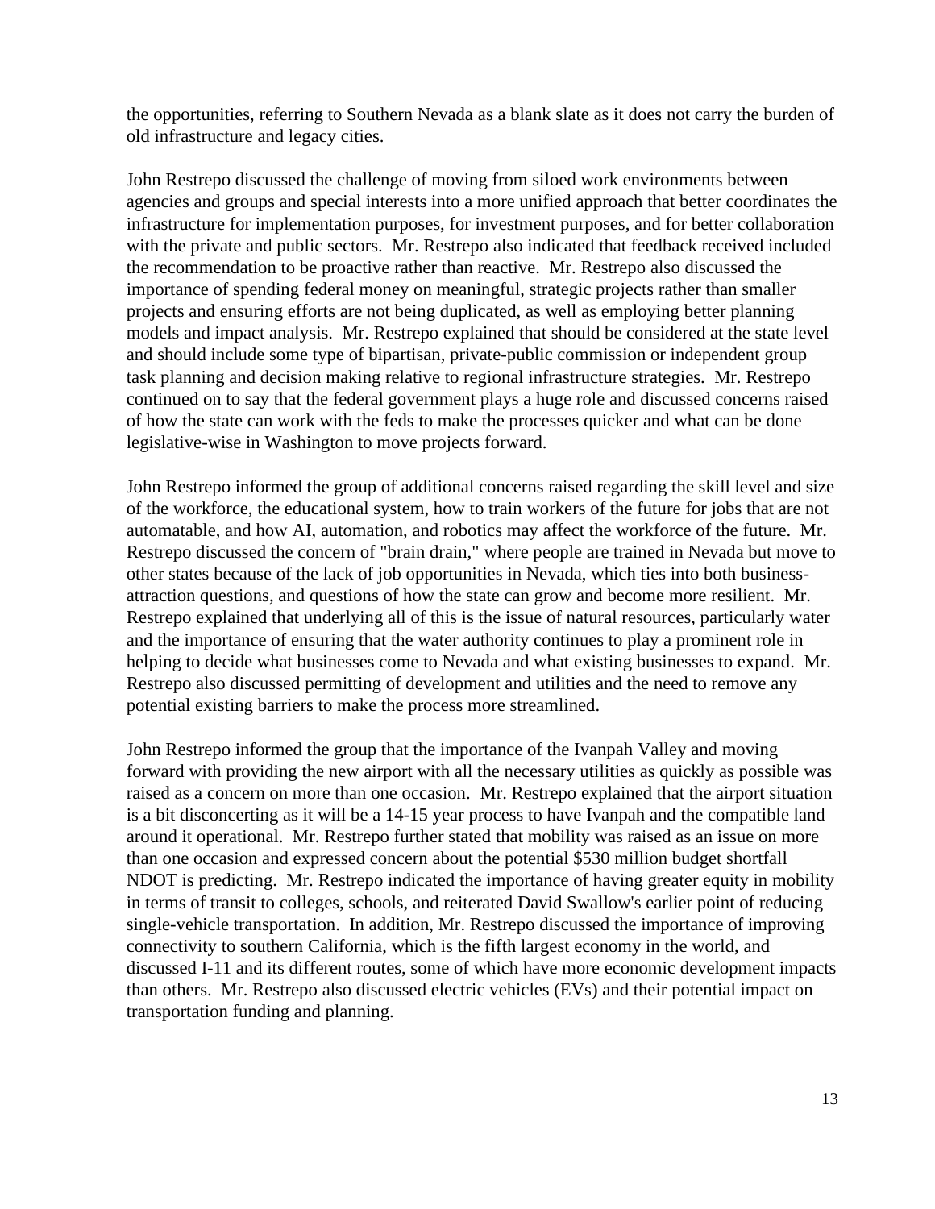the opportunities, referring to Southern Nevada as a blank slate as it does not carry the burden of old infrastructure and legacy cities.

John Restrepo discussed the challenge of moving from siloed work environments between agencies and groups and special interests into a more unified approach that better coordinates the infrastructure for implementation purposes, for investment purposes, and for better collaboration with the private and public sectors. Mr. Restrepo also indicated that feedback received included the recommendation to be proactive rather than reactive. Mr. Restrepo also discussed the importance of spending federal money on meaningful, strategic projects rather than smaller projects and ensuring efforts are not being duplicated, as well as employing better planning models and impact analysis. Mr. Restrepo explained that should be considered at the state level and should include some type of bipartisan, private-public commission or independent group task planning and decision making relative to regional infrastructure strategies. Mr. Restrepo continued on to say that the federal government plays a huge role and discussed concerns raised of how the state can work with the feds to make the processes quicker and what can be done legislative-wise in Washington to move projects forward.

John Restrepo informed the group of additional concerns raised regarding the skill level and size of the workforce, the educational system, how to train workers of the future for jobs that are not automatable, and how AI, automation, and robotics may affect the workforce of the future. Mr. Restrepo discussed the concern of "brain drain," where people are trained in Nevada but move to other states because of the lack of job opportunities in Nevada, which ties into both business-attraction questions, and questions of how the state can grow and become more resilient. Mr. Restrepo explained that underlying all of this is the issue of natural resources, particularly water and the importance of ensuring that the water authority continues to play a prominent role in helping to decide what businesses come to Nevada and what existing businesses to expand. Mr. Restrepo also discussed permitting of development and utilities and the need to remove any potential existing barriers to make the process more streamlined.

John Restrepo informed the group that the importance of the Ivanpah Valley and moving forward with providing the new airport with all the necessary utilities as quickly as possible was raised as a concern on more than one occasion. Mr. Restrepo explained that the airport situation is a bit disconcerting as it will be a 14-15 year process to have Ivanpah and the compatible land around it operational. Mr. Restrepo further stated that mobility was raised as an issue on more than one occasion and expressed concern about the potential $530 million budget shortfall NDOT is predicting. Mr. Restrepo indicated the importance of having greater equity in mobility in terms of transit to colleges, schools, and reiterated David Swallow's earlier point of reducing single-vehicle transportation. In addition, Mr. Restrepo discussed the importance of improving connectivity to southern California, which is the fifth largest economy in the world, and discussed I-11 and its different routes, some of which have more economic development impacts than others. Mr. Restrepo also discussed electric vehicles (EVs) and their potential impact on transportation funding and planning.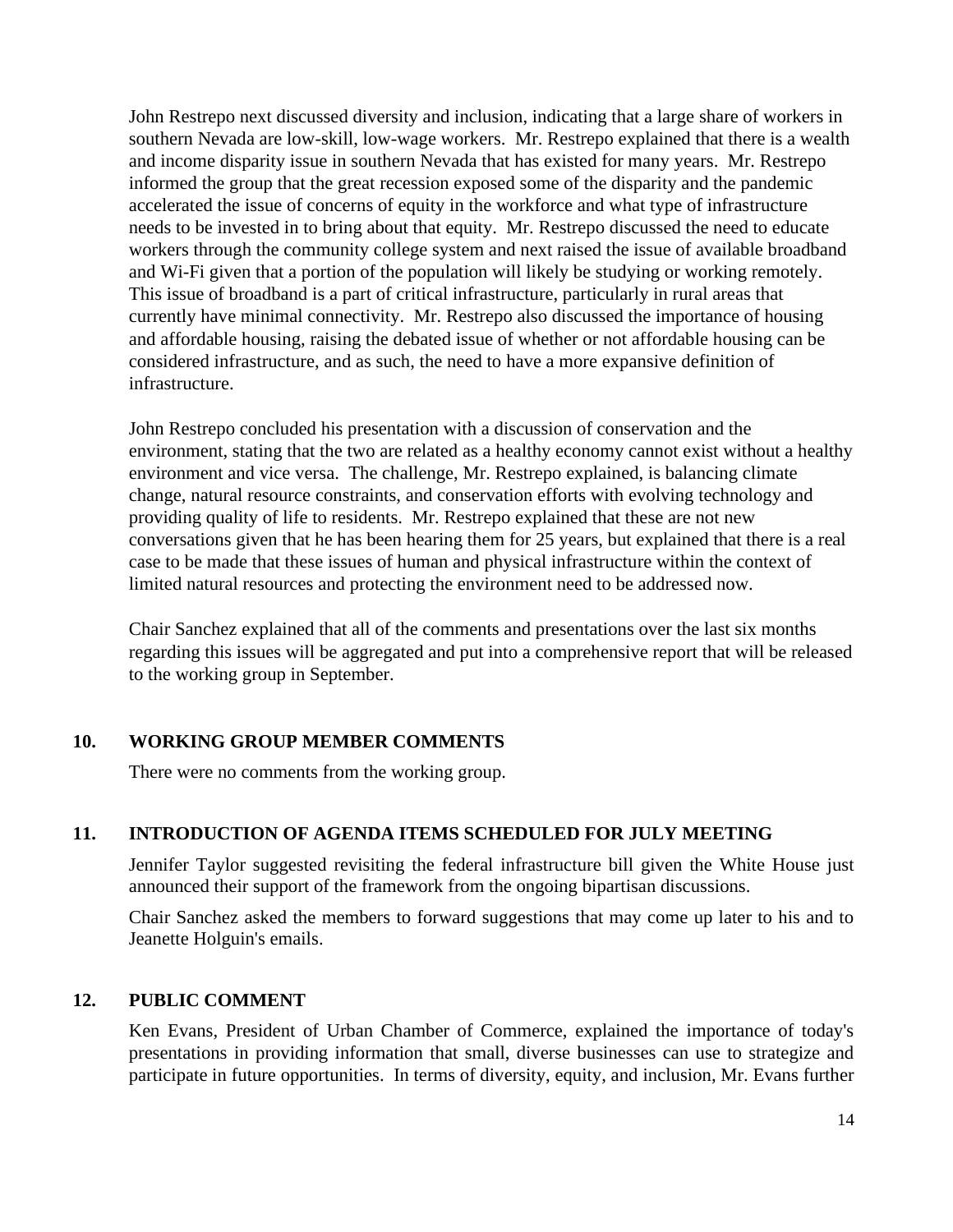John Restrepo next discussed diversity and inclusion, indicating that a large share of workers in southern Nevada are low-skill, low-wage workers. Mr. Restrepo explained that there is a wealth and income disparity issue in southern Nevada that has existed for many years. Mr. Restrepo informed the group that the great recession exposed some of the disparity and the pandemic accelerated the issue of concerns of equity in the workforce and what type of infrastructure needs to be invested in to bring about that equity. Mr. Restrepo discussed the need to educate workers through the community college system and next raised the issue of available broadband and Wi-Fi given that a portion of the population will likely be studying or working remotely. This issue of broadband is a part of critical infrastructure, particularly in rural areas that currently have minimal connectivity. Mr. Restrepo also discussed the importance of housing and affordable housing, raising the debated issue of whether or not affordable housing can be considered infrastructure, and as such, the need to have a more expansive definition of infrastructure.

John Restrepo concluded his presentation with a discussion of conservation and the environment, stating that the two are related as a healthy economy cannot exist without a healthy environment and vice versa. The challenge, Mr. Restrepo explained, is balancing climate change, natural resource constraints, and conservation efforts with evolving technology and providing quality of life to residents. Mr. Restrepo explained that these are not new conversations given that he has been hearing them for 25 years, but explained that there is a real case to be made that these issues of human and physical infrastructure within the context of limited natural resources and protecting the environment need to be addressed now.

Chair Sanchez explained that all of the comments and presentations over the last six months regarding this issues will be aggregated and put into a comprehensive report that will be released to the working group in September.

## 10. WORKING GROUP MEMBER COMMENTS

There were no comments from the working group.

## 11. INTRODUCTION OF AGENDA ITEMS SCHEDULED FOR JULY MEETING

Jennifer Taylor suggested revisiting the federal infrastructure bill given the White House just announced their support of the framework from the ongoing bipartisan discussions.

Chair Sanchez asked the members to forward suggestions that may come up later to his and to Jeanette Holguin's emails.

## 12. PUBLIC COMMENT

Ken Evans, President of Urban Chamber of Commerce, explained the importance of today's presentations in providing information that small, diverse businesses can use to strategize and participate in future opportunities. In terms of diversity, equity, and inclusion, Mr. Evans further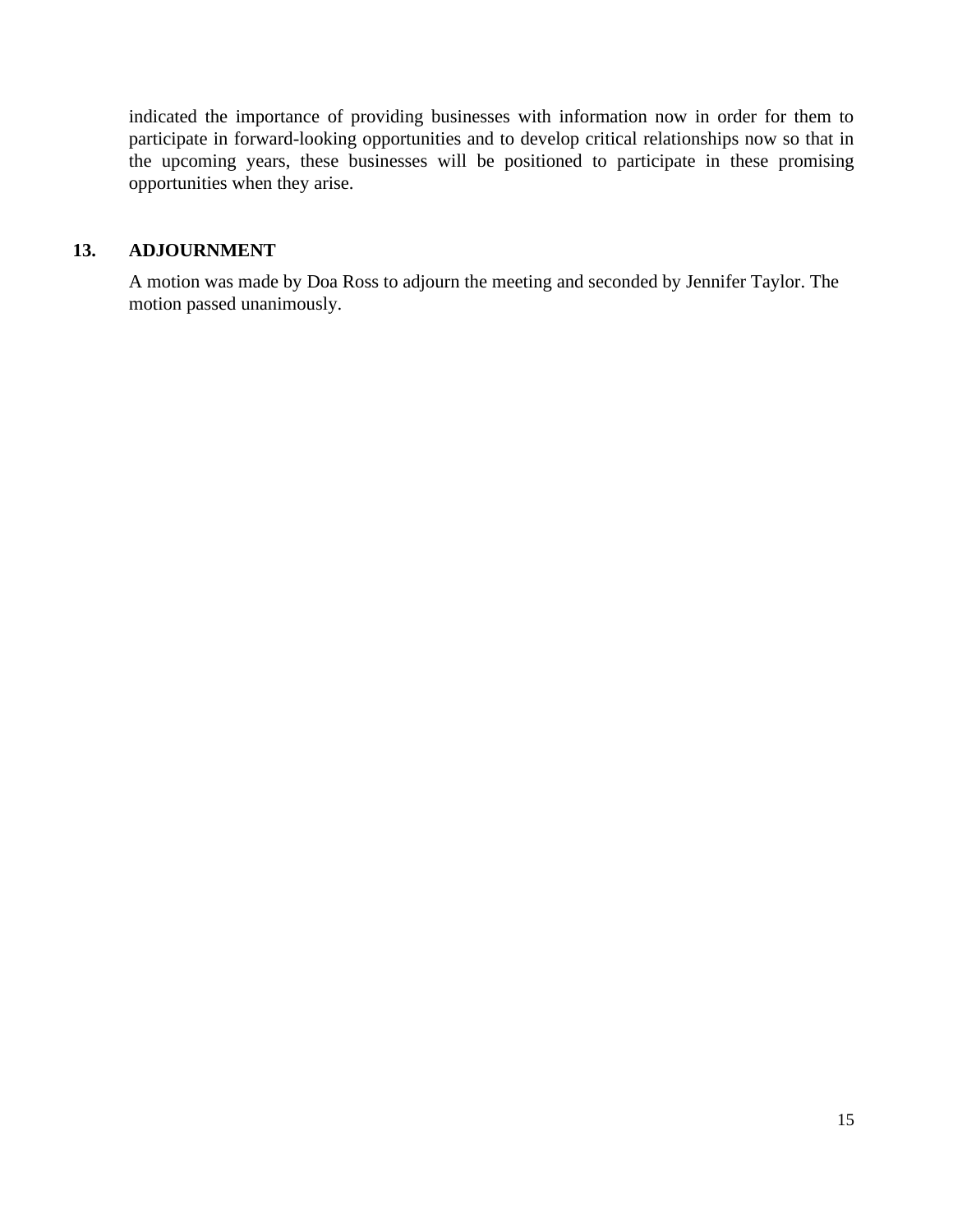indicated the importance of providing businesses with information now in order for them to participate in forward-looking opportunities and to develop critical relationships now so that in the upcoming years, these businesses will be positioned to participate in these promising opportunities when they arise.

## 13. ADJOURNMENT

A motion was made by Doa Ross to adjourn the meeting and seconded by Jennifer Taylor. The motion passed unanimously.